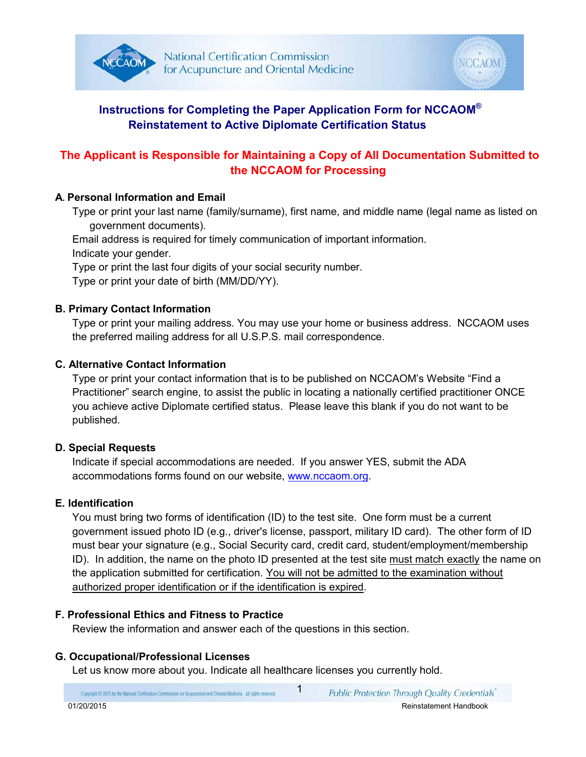# Instructions for Completing the Paper Application Form for NCCAOM® Reinstatement to Active Diplomate Certification Status

**The Applicant is Responsible for Maintaining a Copy of All Documentation Submitted to the NCCAOM for Processing**

## A. Personal Information and Email

Type or print your last name (family/surname), first name, and middle name (legal name as listed on government documents).

Email address is required for timely communication of important information.

Indicate your gender.

Type or print the last four digits of your social security number.

Type or print your date of birth (MM/DD/YY).

## B. Primary Contact Information

Type or print your mailing address. You may use your home or business address. NCCAOM uses the preferred mailing address for all U.S.P.S. mail correspondence.

## C. Alternative Contact Information

Type or print your contact information that is to be published on NCCAOM's Website "Find a Practitioner" search engine, to assist the public in locating a nationally certified practitioner ONCE you achieve active Diplomate certified status. Please leave this blank if you do not want to be published.

## D. Special Requests

Indicate if special accommodations are needed. If you answer YES, submit the ADA accommodations forms found on our website, www.nccaom.org.

## E. Identification

You must bring two forms of identification (ID) to the test site. One form must be a current government issued photo ID (e.g., driver's license, passport, military ID card). The other form of ID must bear your signature (e.g., Social Security card, credit card, student/employment/membership ID). In addition, the name on the photo ID presented at the test site must match exactly the name on the application submitted for certification. You will not be admitted to the examination without authorized proper identification or if the identification is expired.

## F. Professional Ethics and Fitness to Practice

Review the information and answer each of the questions in this section.

## G. Occupational/Professional Licenses

Let us know more about you. Indicate all healthcare licenses you currently hold.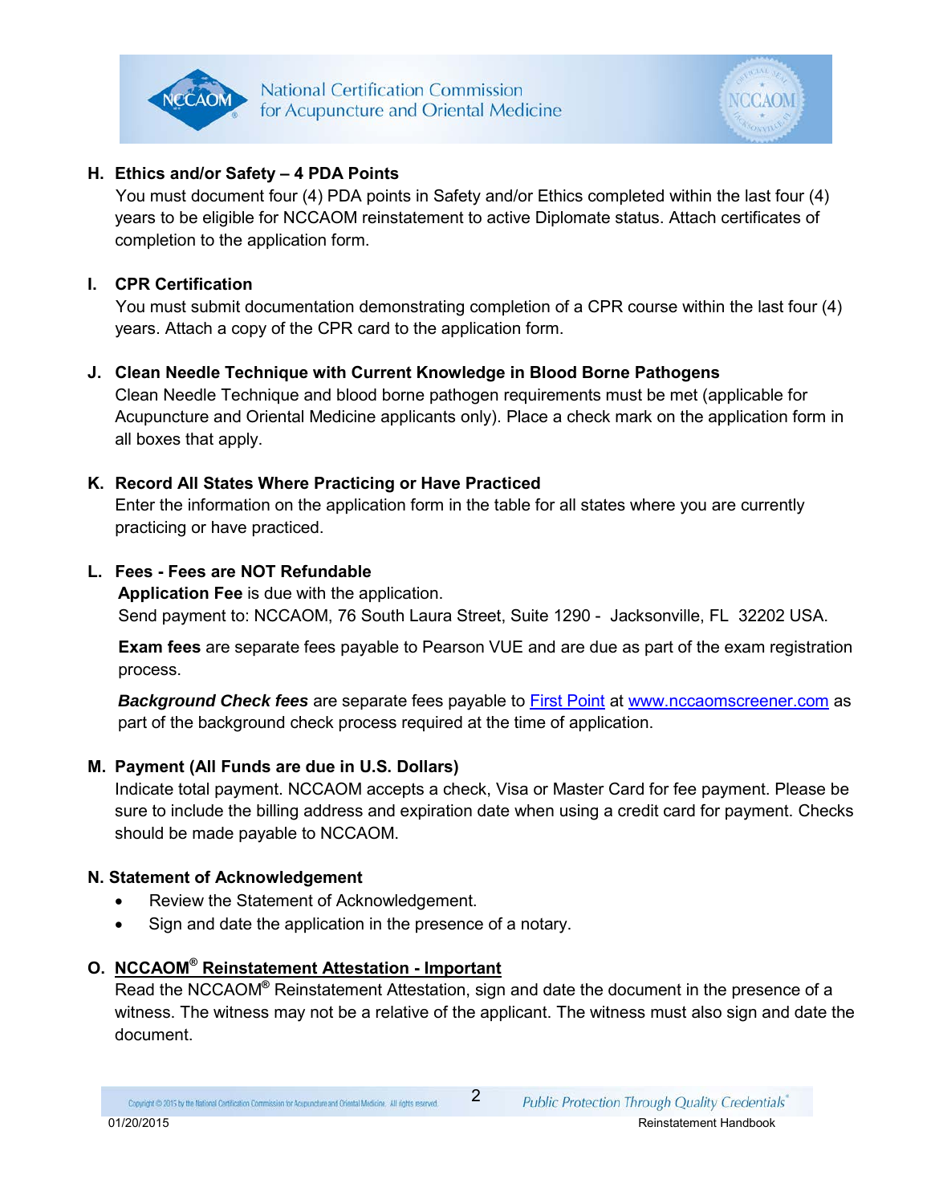### H. Ethics and/or Safety – 4 PDA Points

You must document four (4) PDA points in Safety and/or Ethics completed within the last four (4) years to be eligible for NCCAOM reinstatement to active Diplomate status. Attach certificates of completion to the application form.

### I. CPR Certification

You must submit documentation demonstrating completion of a CPR course within the last four (4) years. Attach a copy of the CPR card to the application form.

### J. Clean Needle Technique with Current Knowledge in Blood Borne Pathogens

Clean Needle Technique and blood borne pathogen requirements must be met (applicable for Acupuncture and Oriental Medicine applicants only). Place a check mark on the application form in all boxes that apply.

### K. Record All States Where Practicing or Have Practiced

Enter the information on the application form in the table for all states where you are currently practicing or have practiced.

### L. Fees - Fees are NOT Refundable

**Application Fee** is due with the application.
Send payment to: NCCAOM, 76 South Laura Street, Suite 1290 - Jacksonville, FL 32202 USA.

**Exam fees** are separate fees payable to Pearson VUE and are due as part of the exam registration process.

***Background Check fees*** are separate fees payable to First Point at www.nccaomscreener.com as part of the background check process required at the time of application.

### M. Payment (All Funds are due in U.S. Dollars)

Indicate total payment. NCCAOM accepts a check, Visa or Master Card for fee payment. Please be sure to include the billing address and expiration date when using a credit card for payment. Checks should be made payable to NCCAOM.

### N. Statement of Acknowledgement

- Review the Statement of Acknowledgement.
- Sign and date the application in the presence of a notary.

### O. NCCAOM® Reinstatement Attestation - Important

Read the NCCAOM® Reinstatement Attestation, sign and date the document in the presence of a witness. The witness may not be a relative of the applicant. The witness must also sign and date the document.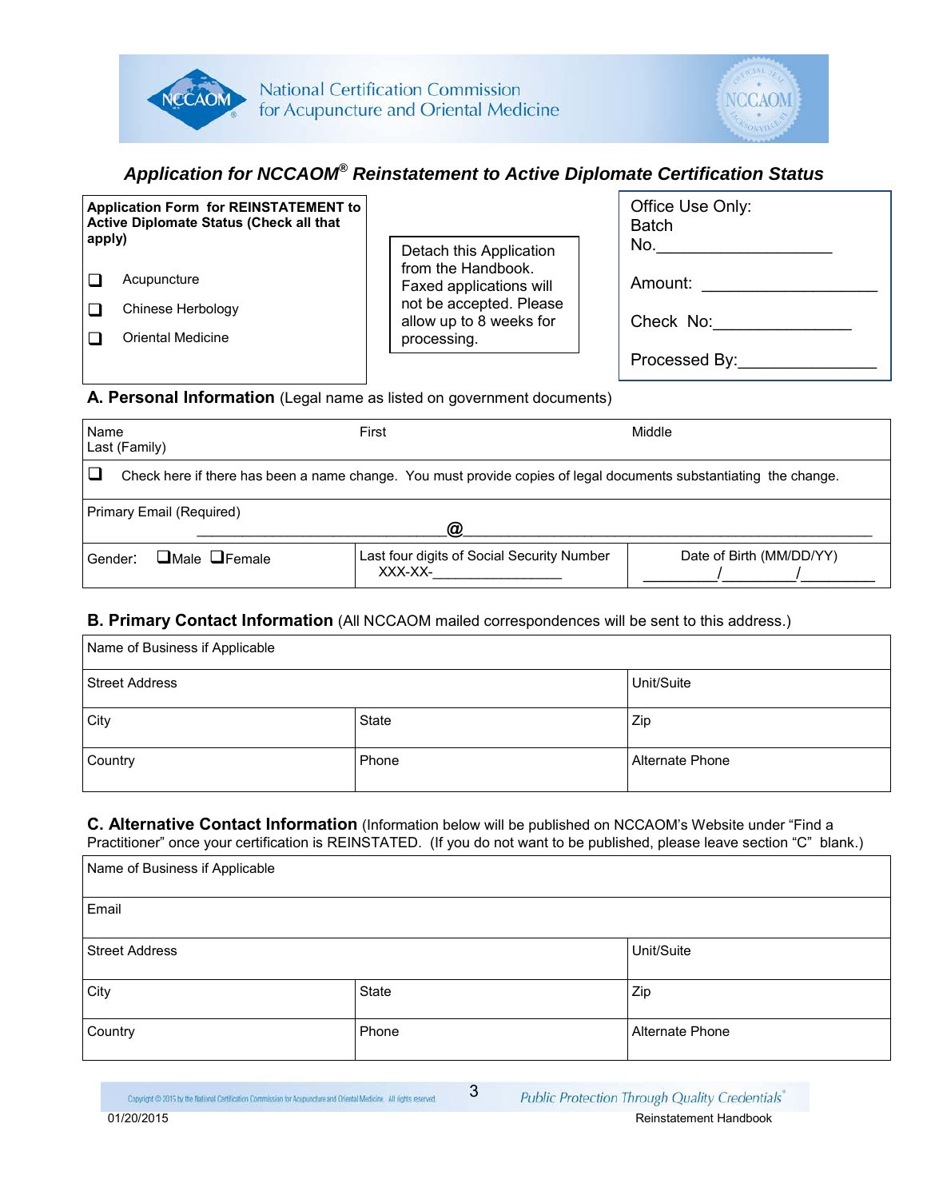National Certification Commission for Acupuncture and Oriental Medicine

# *Application for NCCAOM® Reinstatement to Active Diplomate Certification Status*

**Application Form for REINSTATEMENT to Active Diplomate Status (Check all that apply)**

- ❑ Acupuncture
- ❑ Chinese Herbology
- ❑ Oriental Medicine

Detach this Application from the Handbook. Faxed applications will not be accepted. Please allow up to 8 weeks for processing.

Office Use Only:
Batch No.____________________

Amount: ____________________

Check No:_______________

Processed By:_______________

## A. Personal Information (Legal name as listed on government documents)

| Name Last (Family) | First | Middle |
|---|---|---|
| ❑ Check here if there has been a name change. You must provide copies of legal documents substantiating the change. | | |
| Primary Email (Required) ______________________________@__________________________________________ | | |
| Gender: ❑Male ❑Female | Last four digits of Social Security Number XXX-XX-________________ | Date of Birth (MM/DD/YY) _________/_________/_________ |

## B. Primary Contact Information (All NCCAOM mailed correspondences will be sent to this address.)

| Name of Business if Applicable | | |
|---|---|---|
| Street Address | | Unit/Suite |
| City | State | Zip |
| Country | Phone | Alternate Phone |

## C. Alternative Contact Information (Information below will be published on NCCAOM's Website under "Find a Practitioner" once your certification is REINSTATED. (If you do not want to be published, please leave section "C" blank.)

| Name of Business if Applicable | | |
|---|---|---|
| Email | | |
| Street Address | | Unit/Suite |
| City | State | Zip |
| Country | Phone | Alternate Phone |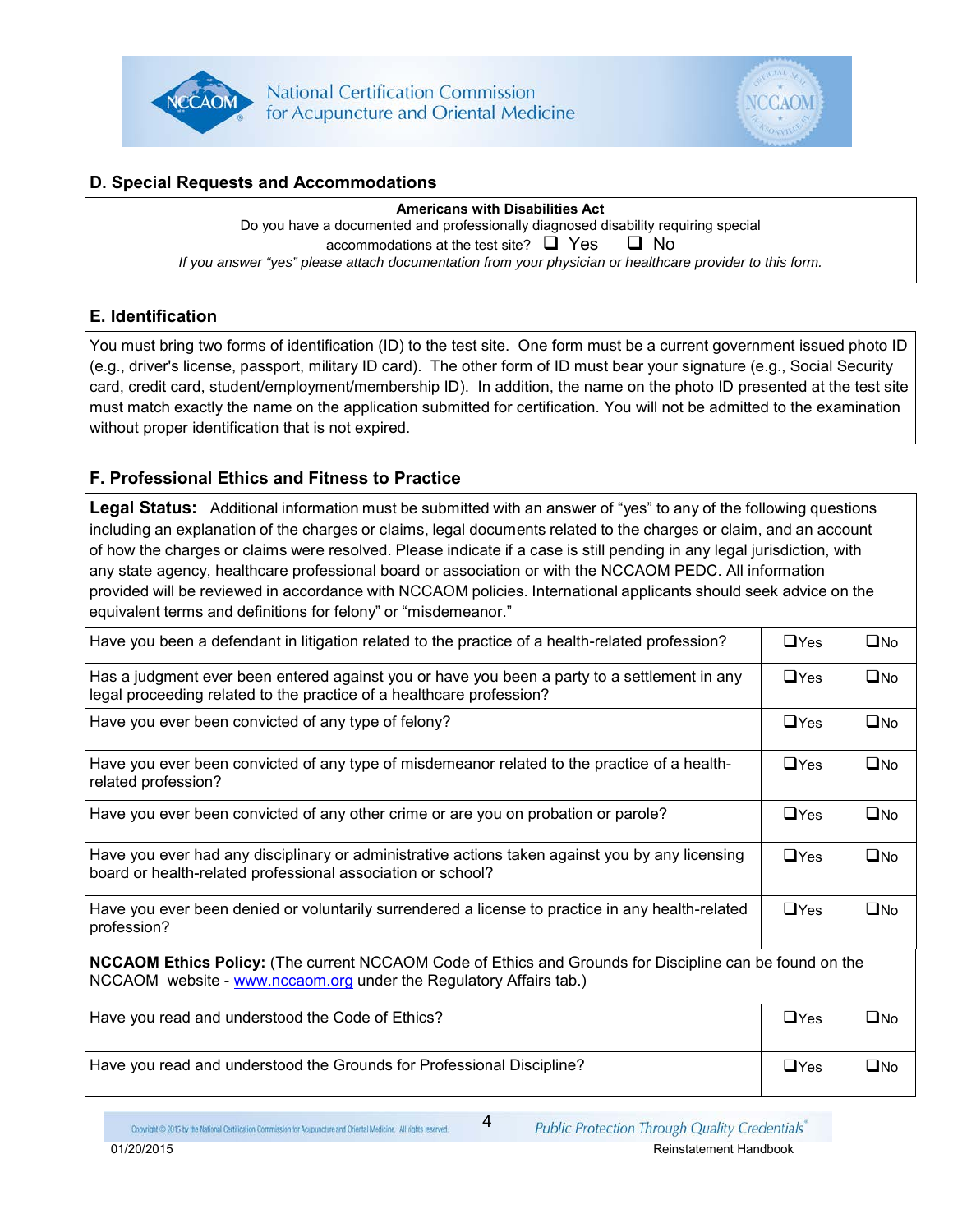## D. Special Requests and Accommodations

**Americans with Disabilities Act**

Do you have a documented and professionally diagnosed disability requiring special accommodations at the test site? ❑ Yes ❑ No

*If you answer "yes" please attach documentation from your physician or healthcare provider to this form.*

## E. Identification

You must bring two forms of identification (ID) to the test site. One form must be a current government issued photo ID (e.g., driver's license, passport, military ID card). The other form of ID must bear your signature (e.g., Social Security card, credit card, student/employment/membership ID). In addition, the name on the photo ID presented at the test site must match exactly the name on the application submitted for certification. You will not be admitted to the examination without proper identification that is not expired.

## F. Professional Ethics and Fitness to Practice

**Legal Status:** Additional information must be submitted with an answer of "yes" to any of the following questions including an explanation of the charges or claims, legal documents related to the charges or claim, and an account of how the charges or claims were resolved. Please indicate if a case is still pending in any legal jurisdiction, with any state agency, healthcare professional board or association or with the NCCAOM PEDC. All information provided will be reviewed in accordance with NCCAOM policies. International applicants should seek advice on the equivalent terms and definitions for felony" or "misdemeanor."

| Question | Yes | No |
|---|---|---|
| Have you been a defendant in litigation related to the practice of a health-related profession? | ❑Yes | ❑No |
| Has a judgment ever been entered against you or have you been a party to a settlement in any legal proceeding related to the practice of a healthcare profession? | ❑Yes | ❑No |
| Have you ever been convicted of any type of felony? | ❑Yes | ❑No |
| Have you ever been convicted of any type of misdemeanor related to the practice of a health-related profession? | ❑Yes | ❑No |
| Have you ever been convicted of any other crime or are you on probation or parole? | ❑Yes | ❑No |
| Have you ever had any disciplinary or administrative actions taken against you by any licensing board or health-related professional association or school? | ❑Yes | ❑No |
| Have you ever been denied or voluntarily surrendered a license to practice in any health-related profession? | ❑Yes | ❑No |

**NCCAOM Ethics Policy:** (The current NCCAOM Code of Ethics and Grounds for Discipline can be found on the NCCAOM website - [www.nccaom.org](http://www.nccaom.org) under the Regulatory Affairs tab.)

| Question | Yes | No |
|---|---|---|
| Have you read and understood the Code of Ethics? | ❑Yes | ❑No |
| Have you read and understood the Grounds for Professional Discipline? | ❑Yes | ❑No |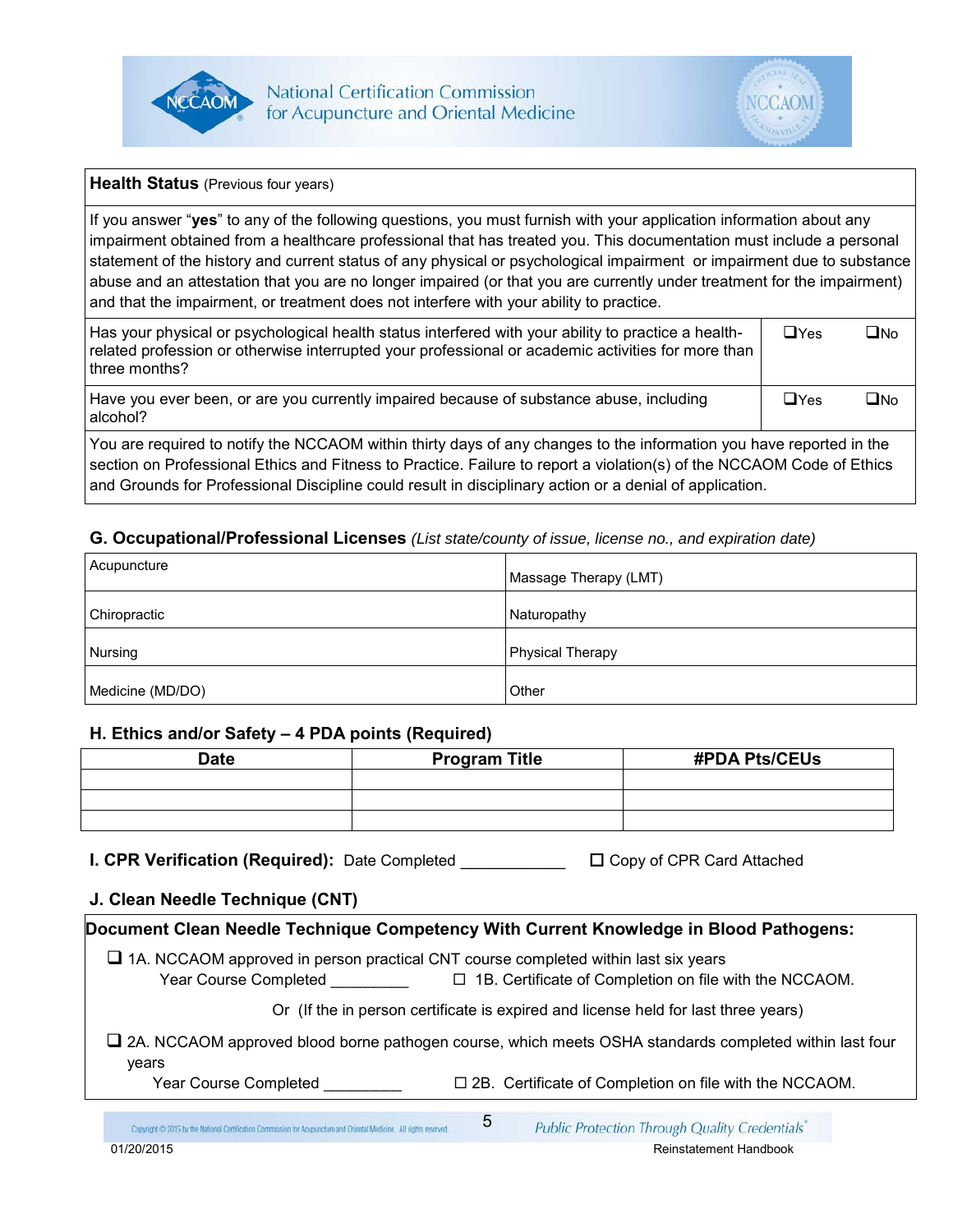**Health Status** (Previous four years)

If you answer "**yes**" to any of the following questions, you must furnish with your application information about any impairment obtained from a healthcare professional that has treated you. This documentation must include a personal statement of the history and current status of any physical or psychological impairment or impairment due to substance abuse and an attestation that you are no longer impaired (or that you are currently under treatment for the impairment) and that the impairment, or treatment does not interfere with your ability to practice.

| Question | Yes | No |
|---|---|---|
| Has your physical or psychological health status interfered with your ability to practice a health-related profession or otherwise interrupted your professional or academic activities for more than three months? | ❑Yes | ❑No |
| Have you ever been, or are you currently impaired because of substance abuse, including alcohol? | ❑Yes | ❑No |

You are required to notify the NCCAOM within thirty days of any changes to the information you have reported in the section on Professional Ethics and Fitness to Practice. Failure to report a violation(s) of the NCCAOM Code of Ethics and Grounds for Professional Discipline could result in disciplinary action or a denial of application.

## G. Occupational/Professional Licenses *(List state/county of issue, license no., and expiration date)*

| | |
|---|---|
| Acupuncture | Massage Therapy (LMT) |
| Chiropractic | Naturopathy |
| Nursing | Physical Therapy |
| Medicine (MD/DO) | Other |

## H. Ethics and/or Safety – 4 PDA points (Required)

| Date | Program Title | #PDA Pts/CEUs |
|---|---|---|
| | | |
| | | |
| | | |

**I. CPR Verification (Required):** Date Completed ___________ ☐ Copy of CPR Card Attached

## J. Clean Needle Technique (CNT)

**Document Clean Needle Technique Competency With Current Knowledge in Blood Pathogens:**

❑ 1A. NCCAOM approved in person practical CNT course completed within last six years
Year Course Completed _________ ☐ 1B. Certificate of Completion on file with the NCCAOM.

Or (If the in person certificate is expired and license held for last three years)

❑ 2A. NCCAOM approved blood borne pathogen course, which meets OSHA standards completed within last four years
Year Course Completed _________ ☐ 2B. Certificate of Completion on file with the NCCAOM.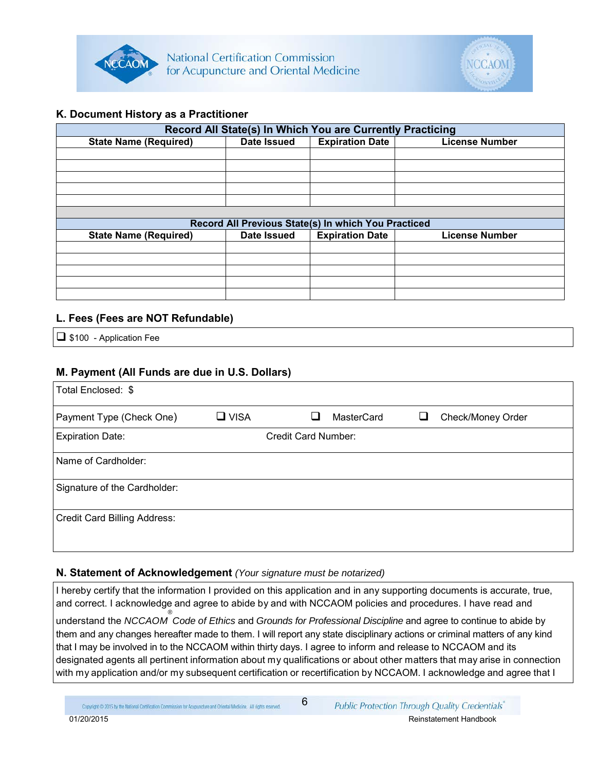## K. Document History as a Practitioner

| Record All State(s) In Which You are Currently Practicing | | | |
|---|---|---|---|
| **State Name (Required)** | **Date Issued** | **Expiration Date** | **License Number** |
| | | | |
| | | | |
| | | | |
| | | | |
| | | | |

| Record All Previous State(s) In which You Practiced | | | |
|---|---|---|---|
| **State Name (Required)** | **Date Issued** | **Expiration Date** | **License Number** |
| | | | |
| | | | |
| | | | |
| | | | |
| | | | |

## L. Fees (Fees are NOT Refundable)

❑ $100 - Application Fee

## M. Payment (All Funds are due in U.S. Dollars)

| | | | |
|---|---|---|---|
| Total Enclosed: $ | | | |
| Payment Type (Check One) | ❑ VISA | ❑ MasterCard | ❑ Check/Money Order |
| Expiration Date: | Credit Card Number: | | |
| Name of Cardholder: | | | |
| Signature of the Cardholder: | | | |
| Credit Card Billing Address: | | | |

## N. Statement of Acknowledgement *(Your signature must be notarized)*

I hereby certify that the information I provided on this application and in any supporting documents is accurate, true, and correct. I acknowledge and agree to abide by and with NCCAOM policies and procedures. I have read and understand the *NCCAOM® Code of Ethics* and *Grounds for Professional Discipline* and agree to continue to abide by them and any changes hereafter made to them. I will report any state disciplinary actions or criminal matters of any kind that I may be involved in to the NCCAOM within thirty days. I agree to inform and release to NCCAOM and its designated agents all pertinent information about my qualifications or about other matters that may arise in connection with my application and/or my subsequent certification or recertification by NCCAOM. I acknowledge and agree that I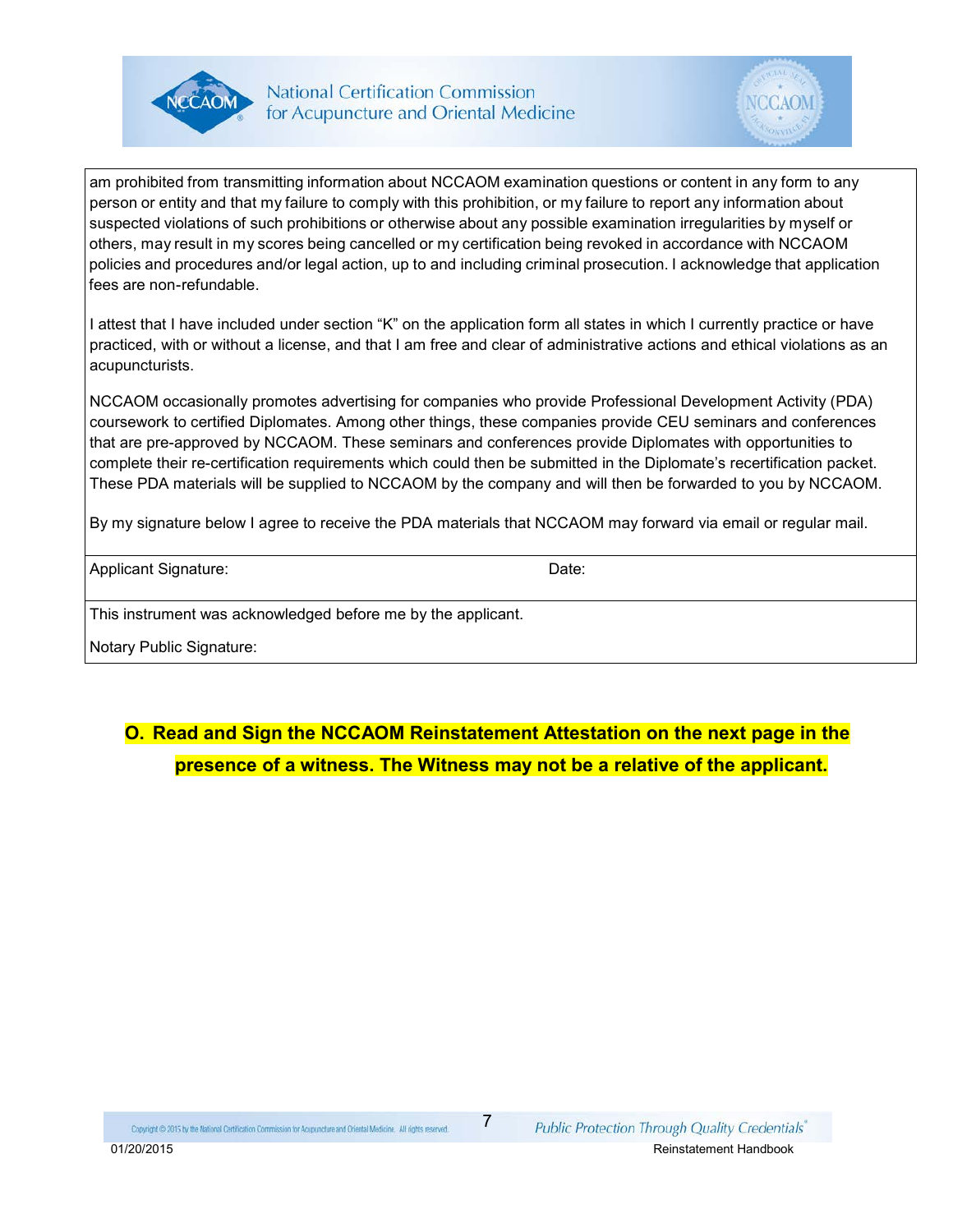am prohibited from transmitting information about NCCAOM examination questions or content in any form to any person or entity and that my failure to comply with this prohibition, or my failure to report any information about suspected violations of such prohibitions or otherwise about any possible examination irregularities by myself or others, may result in my scores being cancelled or my certification being revoked in accordance with NCCAOM policies and procedures and/or legal action, up to and including criminal prosecution. I acknowledge that application fees are non-refundable.

I attest that I have included under section "K" on the application form all states in which I currently practice or have practiced, with or without a license, and that I am free and clear of administrative actions and ethical violations as an acupuncturists.

NCCAOM occasionally promotes advertising for companies who provide Professional Development Activity (PDA) coursework to certified Diplomates. Among other things, these companies provide CEU seminars and conferences that are pre-approved by NCCAOM. These seminars and conferences provide Diplomates with opportunities to complete their re-certification requirements which could then be submitted in the Diplomate's recertification packet. These PDA materials will be supplied to NCCAOM by the company and will then be forwarded to you by NCCAOM.

By my signature below I agree to receive the PDA materials that NCCAOM may forward via email or regular mail.

| Applicant Signature: | Date: |
| --- | --- |

This instrument was acknowledged before me by the applicant.

Notary Public Signature:

**O. Read and Sign the NCCAOM Reinstatement Attestation on the next page in the presence of a witness. The Witness may not be a relative of the applicant.**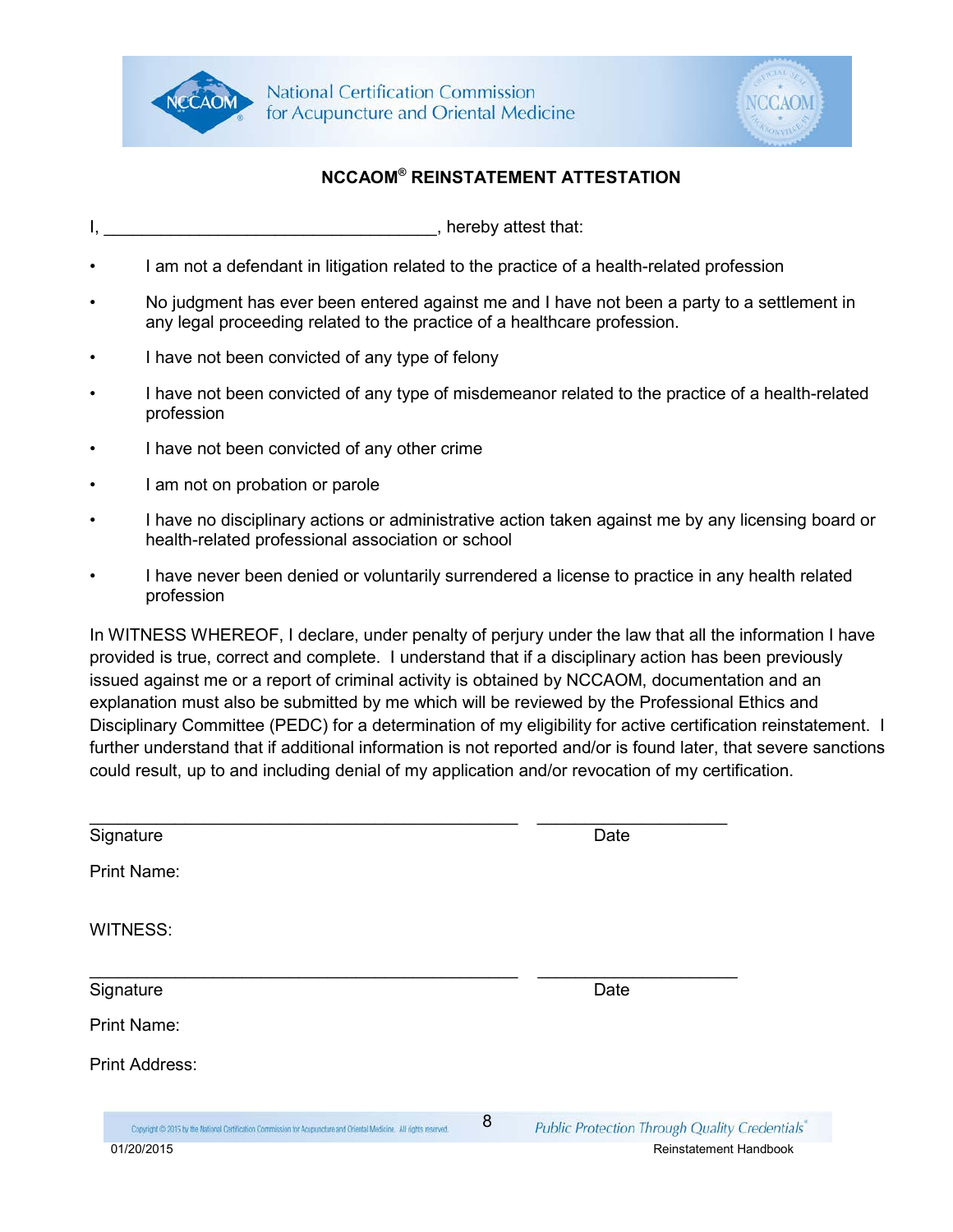National Certification Commission for Acupuncture and Oriental Medicine

## NCCAOM® REINSTATEMENT ATTESTATION

I, ___________________________________, hereby attest that:

- I am not a defendant in litigation related to the practice of a health-related profession
- No judgment has ever been entered against me and I have not been a party to a settlement in any legal proceeding related to the practice of a healthcare profession.
- I have not been convicted of any type of felony
- I have not been convicted of any type of misdemeanor related to the practice of a health-related profession
- I have not been convicted of any other crime
- I am not on probation or parole
- I have no disciplinary actions or administrative action taken against me by any licensing board or health-related professional association or school
- I have never been denied or voluntarily surrendered a license to practice in any health related profession

In WITNESS WHEREOF, I declare, under penalty of perjury under the law that all the information I have provided is true, correct and complete. I understand that if a disciplinary action has been previously issued against me or a report of criminal activity is obtained by NCCAOM, documentation and an explanation must also be submitted by me which will be reviewed by the Professional Ethics and Disciplinary Committee (PEDC) for a determination of my eligibility for active certification reinstatement. I further understand that if additional information is not reported and/or is found later, that severe sanctions could result, up to and including denial of my application and/or revocation of my certification.

_____________________________________________ ____________________

Signature Date

Print Name:

WITNESS:

_____________________________________________ ____________________

Signature Date

Print Name:

Print Address: